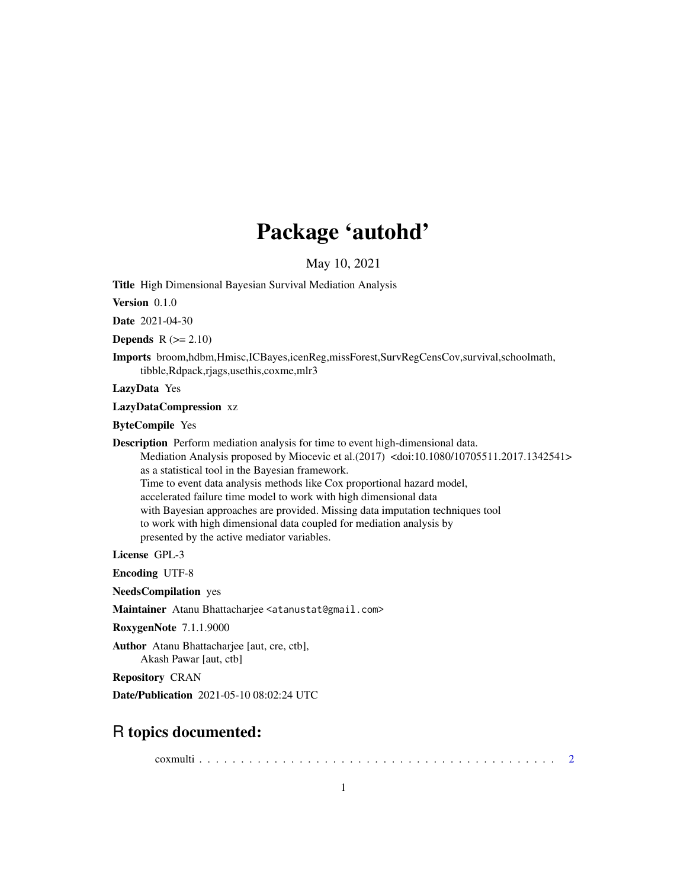# Package 'autohd'

May 10, 2021

**Title** High Dimensional Bayesian Survival Mediation Analysis

**Version** 0.1.0

**Date** 2021-04-30

**Depends** R (>= 2.10)

**Imports** broom,hdbm,Hmisc,ICBayes,icenReg,missForest,SurvRegCensCov,survival,schoolmath, tibble,Rdpack,rjags,usethis,coxme,mlr3

**LazyData** Yes

**LazyDataCompression** xz

**ByteCompile** Yes

**Description** Perform mediation analysis for time to event high-dimensional data. Mediation Analysis proposed by Miocevic et al.(2017) <doi:10.1080/10705511.2017.1342541> as a statistical tool in the Bayesian framework. Time to event data analysis methods like Cox proportional hazard model, accelerated failure time model to work with high dimensional data with Bayesian approaches are provided. Missing data imputation techniques tool to work with high dimensional data coupled for mediation analysis by presented by the active mediator variables.

**License** GPL-3

**Encoding** UTF-8

**NeedsCompilation** yes

**Maintainer** Atanu Bhattacharjee <atanustat@gmail.com>

**RoxygenNote** 7.1.1.9000

**Author** Atanu Bhattacharjee [aut, cre, ctb], Akash Pawar [aut, ctb]

**Repository** CRAN

**Date/Publication** 2021-05-10 08:02:24 UTC

## R topics documented:

coxmulti . . . . . . . . . . . . . . . . . . . . . . . . . . . . . . . . . . . . . . . . . . . 2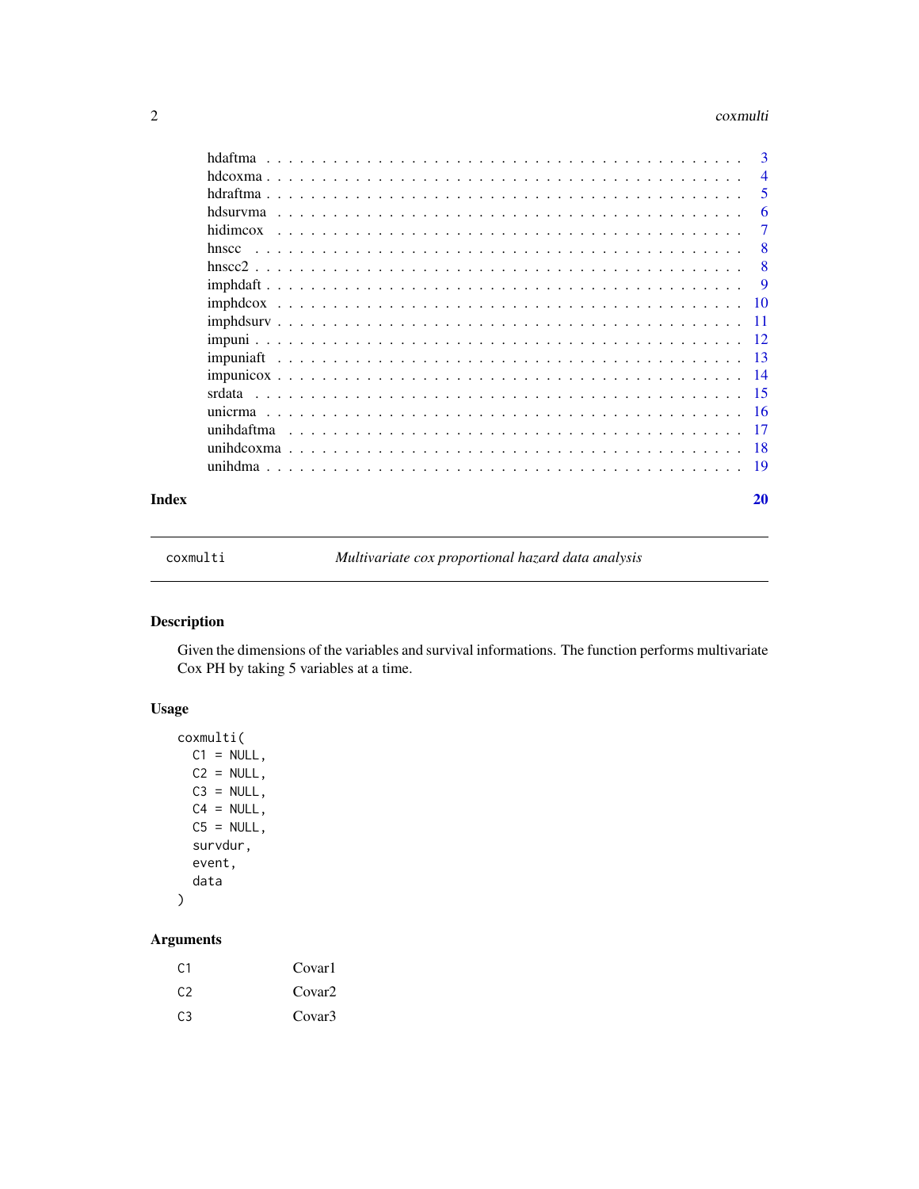hdaftma . . . . . . . . . . . . . . . . . . . . . . . . . . . . . . . . . . . . . . . . 3
hdcoxma . . . . . . . . . . . . . . . . . . . . . . . . . . . . . . . . . . . . . . . . 4
hdraftma . . . . . . . . . . . . . . . . . . . . . . . . . . . . . . . . . . . . . . . . 5
hdsurvma . . . . . . . . . . . . . . . . . . . . . . . . . . . . . . . . . . . . . . . . 6
hidimcox . . . . . . . . . . . . . . . . . . . . . . . . . . . . . . . . . . . . . . . . 7
hnscc . . . . . . . . . . . . . . . . . . . . . . . . . . . . . . . . . . . . . . . . 8
hnscc2 . . . . . . . . . . . . . . . . . . . . . . . . . . . . . . . . . . . . . . . . 8
imphdaft . . . . . . . . . . . . . . . . . . . . . . . . . . . . . . . . . . . . . . . . 9
imphdcox . . . . . . . . . . . . . . . . . . . . . . . . . . . . . . . . . . . . . . . . 10
imphdsurv . . . . . . . . . . . . . . . . . . . . . . . . . . . . . . . . . . . . . . . . 11
impuni . . . . . . . . . . . . . . . . . . . . . . . . . . . . . . . . . . . . . . . . 12
impuniaft . . . . . . . . . . . . . . . . . . . . . . . . . . . . . . . . . . . . . . . . 13
impunicox . . . . . . . . . . . . . . . . . . . . . . . . . . . . . . . . . . . . . . . . 14
srdata . . . . . . . . . . . . . . . . . . . . . . . . . . . . . . . . . . . . . . . . 15
unicrma . . . . . . . . . . . . . . . . . . . . . . . . . . . . . . . . . . . . . . . . 16
unihdaftma . . . . . . . . . . . . . . . . . . . . . . . . . . . . . . . . . . . . . . . . 17
unihdcoxma . . . . . . . . . . . . . . . . . . . . . . . . . . . . . . . . . . . . . . . . 18
unihdma . . . . . . . . . . . . . . . . . . . . . . . . . . . . . . . . . . . . . . . . 19

**Index** **20**

---

## coxmulti — *Multivariate cox proportional hazard data analysis*

### Description

Given the dimensions of the variables and survival informations. The function performs multivariate Cox PH by taking 5 variables at a time.

### Usage

```
coxmulti(
  C1 = NULL,
  C2 = NULL,
  C3 = NULL,
  C4 = NULL,
  C5 = NULL,
  survdur,
  event,
  data
)
```

### Arguments

| | |
|---|---|
| C1 | Covar1 |
| C2 | Covar2 |
| C3 | Covar3 |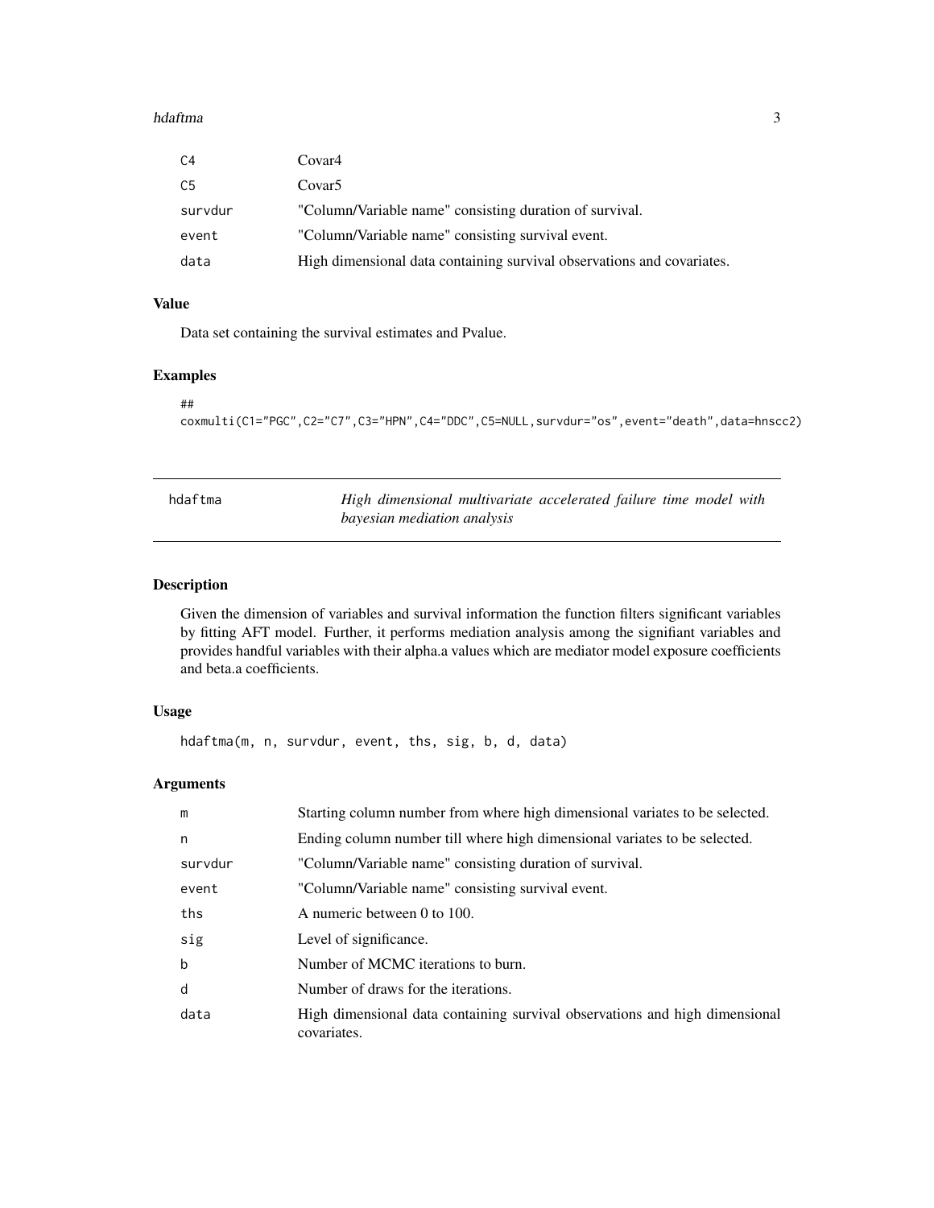| | |
|---|---|
| C4 | Covar4 |
| C5 | Covar5 |
| survdur | "Column/Variable name" consisting duration of survival. |
| event | "Column/Variable name" consisting survival event. |
| data | High dimensional data containing survival observations and covariates. |

### Value

Data set containing the survival estimates and Pvalue.

### Examples

```
##
coxmulti(C1="PGC",C2="C7",C3="HPN",C4="DDC",C5=NULL,survdur="os",event="death",data=hnscc2)
```

---

## hdaftma — *High dimensional multivariate accelerated failure time model with bayesian mediation analysis*

---

### Description

Given the dimension of variables and survival information the function filters significant variables by fitting AFT model. Further, it performs mediation analysis among the signifiant variables and provides handful variables with their alpha.a values which are mediator model exposure coefficients and beta.a coefficients.

### Usage

```
hdaftma(m, n, survdur, event, ths, sig, b, d, data)
```

### Arguments

| | |
|---|---|
| m | Starting column number from where high dimensional variates to be selected. |
| n | Ending column number till where high dimensional variates to be selected. |
| survdur | "Column/Variable name" consisting duration of survival. |
| event | "Column/Variable name" consisting survival event. |
| ths | A numeric between 0 to 100. |
| sig | Level of significance. |
| b | Number of MCMC iterations to burn. |
| d | Number of draws for the iterations. |
| data | High dimensional data containing survival observations and high dimensional covariates. |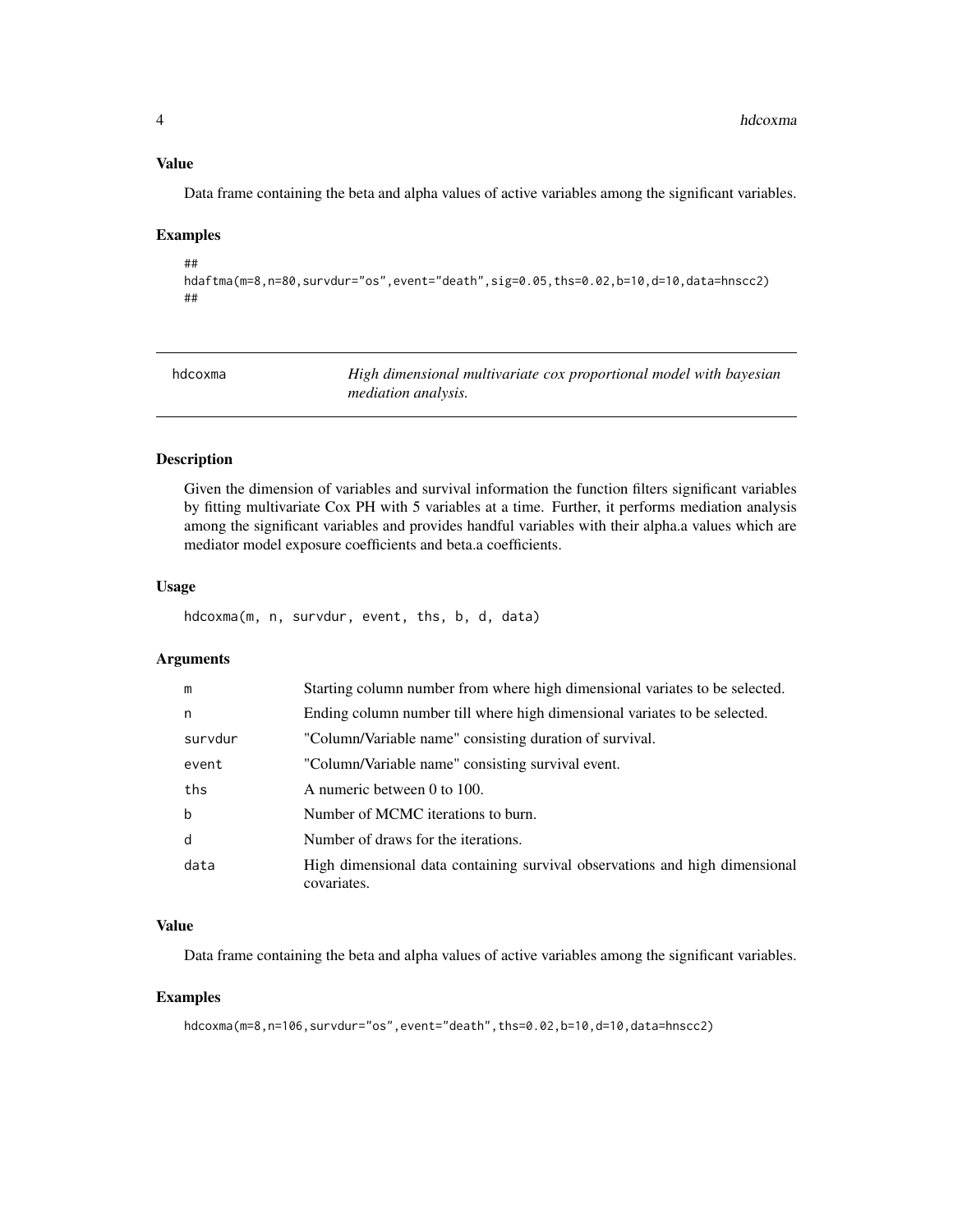### Value

Data frame containing the beta and alpha values of active variables among the significant variables.

### Examples

```
##
hdaftma(m=8,n=80,survdur="os",event="death",sig=0.05,ths=0.02,b=10,d=10,data=hnscc2)
##
```

---

## hdcoxma — *High dimensional multivariate cox proportional model with bayesian mediation analysis.*

### Description

Given the dimension of variables and survival information the function filters significant variables by fitting multivariate Cox PH with 5 variables at a time. Further, it performs mediation analysis among the significant variables and provides handful variables with their alpha.a values which are mediator model exposure coefficients and beta.a coefficients.

### Usage

```
hdcoxma(m, n, survdur, event, ths, b, d, data)
```

### Arguments

| Argument | Description |
|---|---|
| m | Starting column number from where high dimensional variates to be selected. |
| n | Ending column number till where high dimensional variates to be selected. |
| survdur | "Column/Variable name" consisting duration of survival. |
| event | "Column/Variable name" consisting survival event. |
| ths | A numeric between 0 to 100. |
| b | Number of MCMC iterations to burn. |
| d | Number of draws for the iterations. |
| data | High dimensional data containing survival observations and high dimensional covariates. |

### Value

Data frame containing the beta and alpha values of active variables among the significant variables.

### Examples

```
hdcoxma(m=8,n=106,survdur="os",event="death",ths=0.02,b=10,d=10,data=hnscc2)
```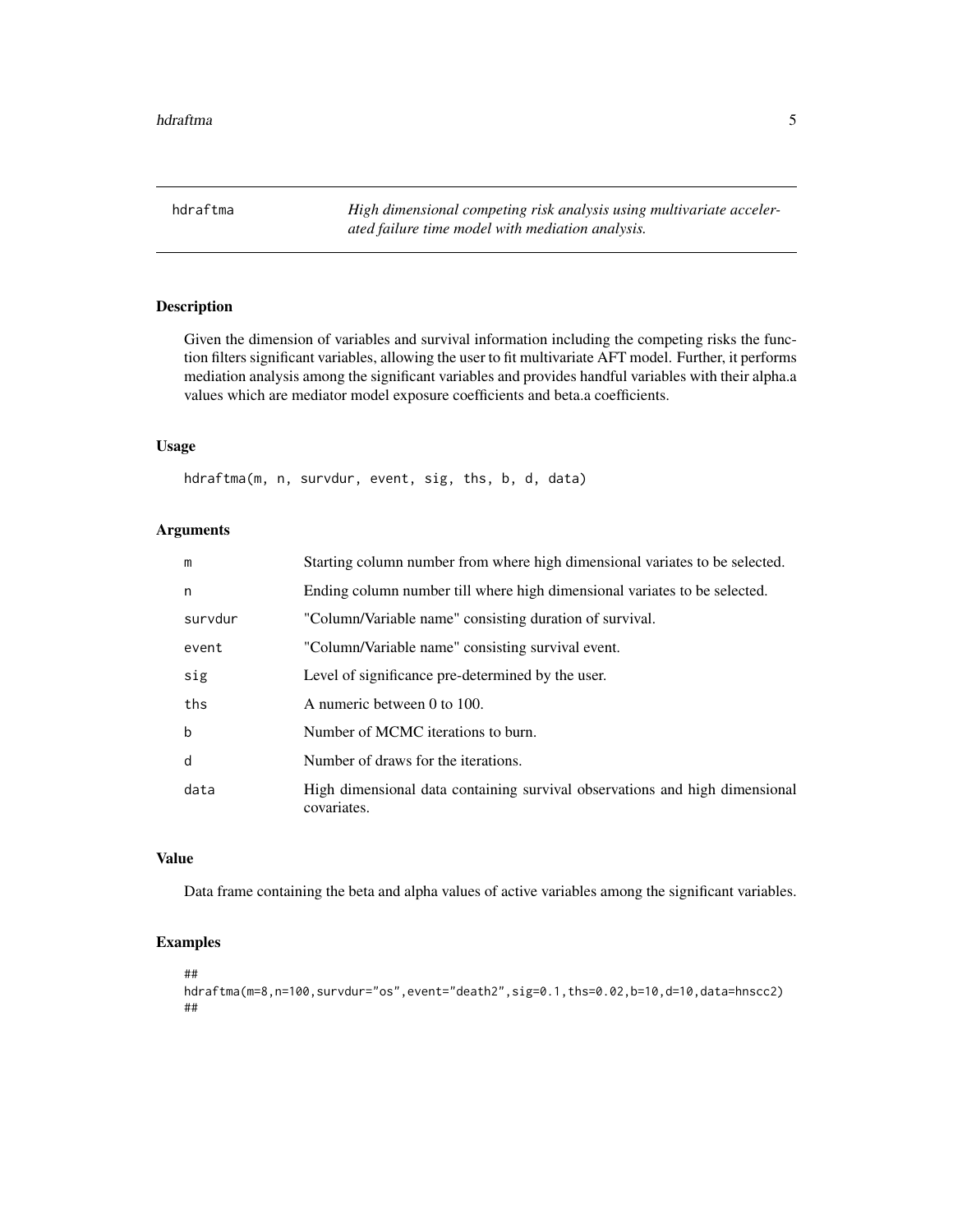## hdraftma

*High dimensional competing risk analysis using multivariate accelerated failure time model with mediation analysis.*

### Description

Given the dimension of variables and survival information including the competing risks the function filters significant variables, allowing the user to fit multivariate AFT model. Further, it performs mediation analysis among the significant variables and provides handful variables with their alpha.a values which are mediator model exposure coefficients and beta.a coefficients.

### Usage

```
hdraftma(m, n, survdur, event, sig, ths, b, d, data)
```

### Arguments

| | |
|---|---|
| m | Starting column number from where high dimensional variates to be selected. |
| n | Ending column number till where high dimensional variates to be selected. |
| survdur | "Column/Variable name" consisting duration of survival. |
| event | "Column/Variable name" consisting survival event. |
| sig | Level of significance pre-determined by the user. |
| ths | A numeric between 0 to 100. |
| b | Number of MCMC iterations to burn. |
| d | Number of draws for the iterations. |
| data | High dimensional data containing survival observations and high dimensional covariates. |

### Value

Data frame containing the beta and alpha values of active variables among the significant variables.

### Examples

```
##
hdraftma(m=8,n=100,survdur="os",event="death2",sig=0.1,ths=0.02,b=10,d=10,data=hnscc2)
##
```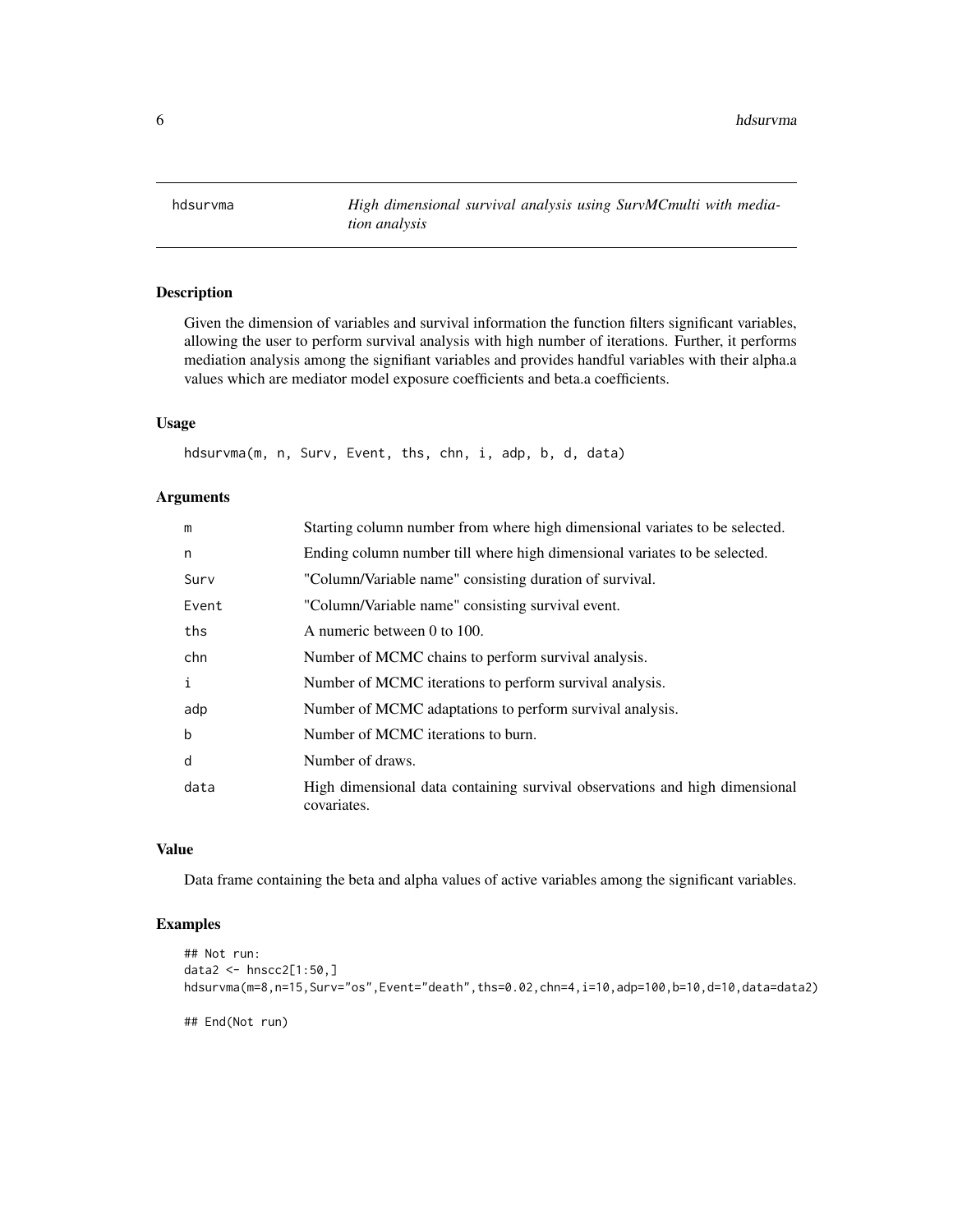# hdsurvma — *High dimensional survival analysis using SurvMCmulti with mediation analysis*

## Description

Given the dimension of variables and survival information the function filters significant variables, allowing the user to perform survival analysis with high number of iterations. Further, it performs mediation analysis among the signifiant variables and provides handful variables with their alpha.a values which are mediator model exposure coefficients and beta.a coefficients.

## Usage

```
hdsurvma(m, n, Surv, Event, ths, chn, i, adp, b, d, data)
```

## Arguments

| Argument | Description |
| --- | --- |
| m | Starting column number from where high dimensional variates to be selected. |
| n | Ending column number till where high dimensional variates to be selected. |
| Surv | "Column/Variable name" consisting duration of survival. |
| Event | "Column/Variable name" consisting survival event. |
| ths | A numeric between 0 to 100. |
| chn | Number of MCMC chains to perform survival analysis. |
| i | Number of MCMC iterations to perform survival analysis. |
| adp | Number of MCMC adaptations to perform survival analysis. |
| b | Number of MCMC iterations to burn. |
| d | Number of draws. |
| data | High dimensional data containing survival observations and high dimensional covariates. |

## Value

Data frame containing the beta and alpha values of active variables among the significant variables.

## Examples

```
## Not run:
data2 <- hnscc2[1:50,]
hdsurvma(m=8,n=15,Surv="os",Event="death",ths=0.02,chn=4,i=10,adp=100,b=10,d=10,data=data2)

## End(Not run)
```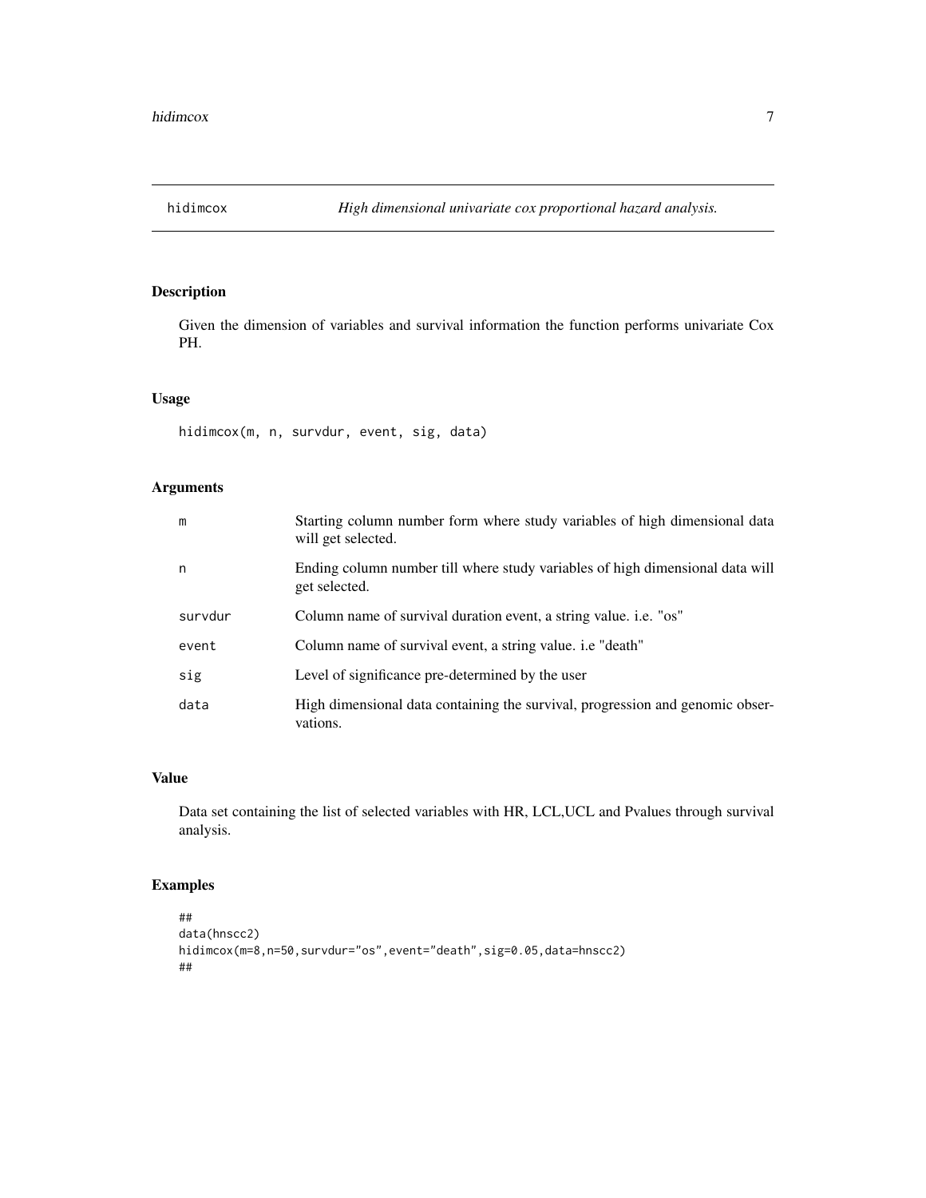# hidimcox — *High dimensional univariate cox proportional hazard analysis.*

## Description

Given the dimension of variables and survival information the function performs univariate Cox PH.

## Usage

```
hidimcox(m, n, survdur, event, sig, data)
```

## Arguments

| | |
|---|---|
| m | Starting column number form where study variables of high dimensional data will get selected. |
| n | Ending column number till where study variables of high dimensional data will get selected. |
| survdur | Column name of survival duration event, a string value. i.e. "os" |
| event | Column name of survival event, a string value. i.e "death" |
| sig | Level of significance pre-determined by the user |
| data | High dimensional data containing the survival, progression and genomic observations. |

## Value

Data set containing the list of selected variables with HR, LCL,UCL and Pvalues through survival analysis.

## Examples

```
##
data(hnscc2)
hidimcox(m=8,n=50,survdur="os",event="death",sig=0.05,data=hnscc2)
##
```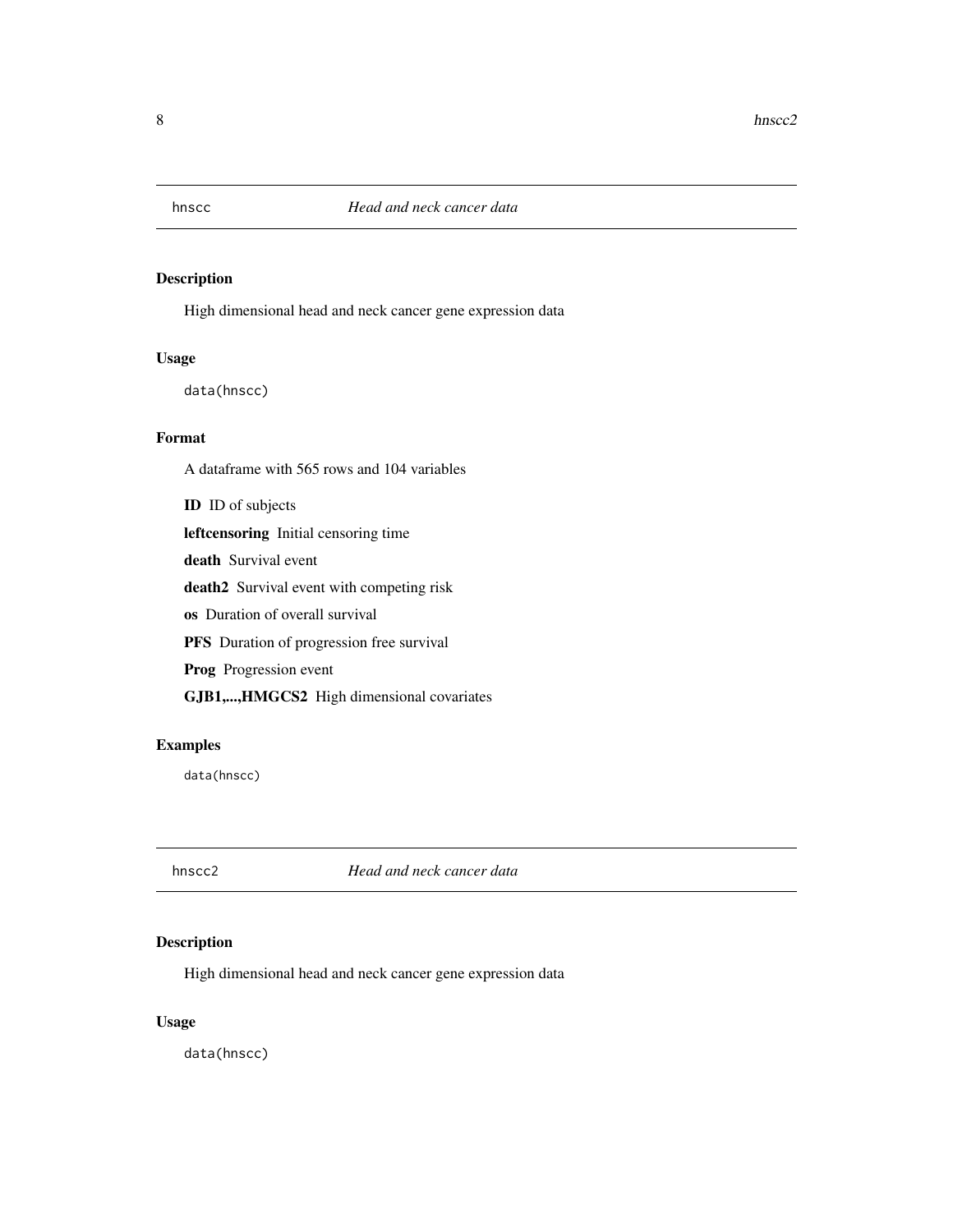## hnscc — *Head and neck cancer data*

### Description

High dimensional head and neck cancer gene expression data

### Usage

```
data(hnscc)
```

### Format

A dataframe with 565 rows and 104 variables

- **ID** ID of subjects
- **leftcensoring** Initial censoring time
- **death** Survival event
- **death2** Survival event with competing risk
- **os** Duration of overall survival
- **PFS** Duration of progression free survival
- **Prog** Progression event
- **GJB1,...,HMGCS2** High dimensional covariates

### Examples

```
data(hnscc)
```

## hnscc2 — *Head and neck cancer data*

### Description

High dimensional head and neck cancer gene expression data

### Usage

```
data(hnscc)
```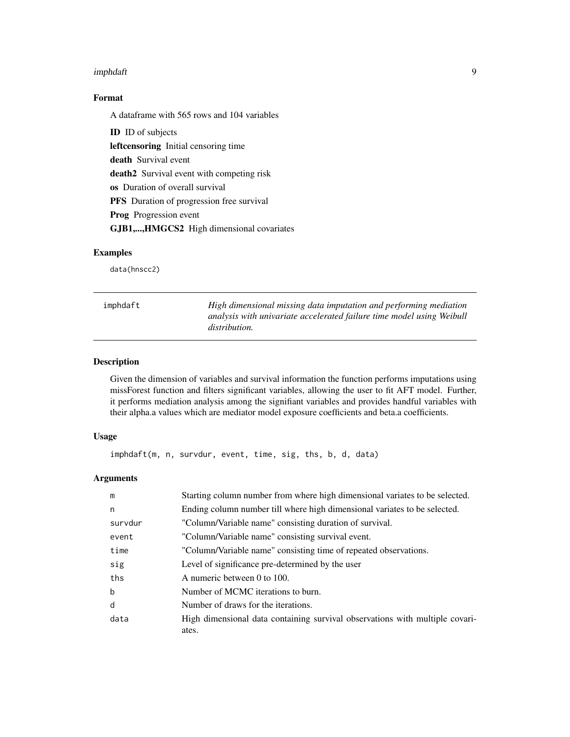### Format

A dataframe with 565 rows and 104 variables

**ID** ID of subjects

**leftcensoring** Initial censoring time

**death** Survival event

**death2** Survival event with competing risk

**os** Duration of overall survival

**PFS** Duration of progression free survival

**Prog** Progression event

**GJB1,...,HMGCS2** High dimensional covariates

### Examples

```
data(hnscc2)
```

---

## imphdaft — *High dimensional missing data imputation and performing mediation analysis with univariate accelerated failure time model using Weibull distribution.*

---

### Description

Given the dimension of variables and survival information the function performs imputations using missForest function and filters significant variables, allowing the user to fit AFT model. Further, it performs mediation analysis among the signifiant variables and provides handful variables with their alpha.a values which are mediator model exposure coefficients and beta.a coefficients.

### Usage

```
imphdaft(m, n, survdur, event, time, sig, ths, b, d, data)
```

### Arguments

| Argument | Description |
|---|---|
| m | Starting column number from where high dimensional variates to be selected. |
| n | Ending column number till where high dimensional variates to be selected. |
| survdur | "Column/Variable name" consisting duration of survival. |
| event | "Column/Variable name" consisting survival event. |
| time | "Column/Variable name" consisting time of repeated observations. |
| sig | Level of significance pre-determined by the user |
| ths | A numeric between 0 to 100. |
| b | Number of MCMC iterations to burn. |
| d | Number of draws for the iterations. |
| data | High dimensional data containing survival observations with multiple covariates. |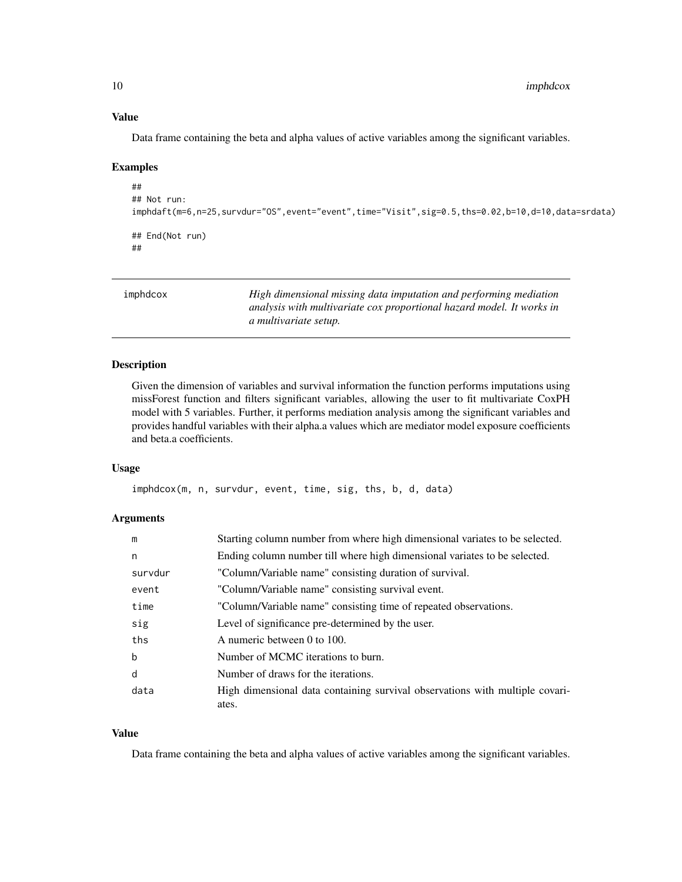### Value

Data frame containing the beta and alpha values of active variables among the significant variables.

### Examples

```
##
## Not run:
imphdaft(m=6,n=25,survdur="OS",event="event",time="Visit",sig=0.5,ths=0.02,b=10,d=10,data=srdata)

## End(Not run)
##
```

## imphdcox

*High dimensional missing data imputation and performing mediation analysis with multivariate cox proportional hazard model. It works in a multivariate setup.*

### Description

Given the dimension of variables and survival information the function performs imputations using missForest function and filters significant variables, allowing the user to fit multivariate CoxPH model with 5 variables. Further, it performs mediation analysis among the significant variables and provides handful variables with their alpha.a values which are mediator model exposure coefficients and beta.a coefficients.

### Usage

```
imphdcox(m, n, survdur, event, time, sig, ths, b, d, data)
```

### Arguments

| | |
|---|---|
| m | Starting column number from where high dimensional variates to be selected. |
| n | Ending column number till where high dimensional variates to be selected. |
| survdur | "Column/Variable name" consisting duration of survival. |
| event | "Column/Variable name" consisting survival event. |
| time | "Column/Variable name" consisting time of repeated observations. |
| sig | Level of significance pre-determined by the user. |
| ths | A numeric between 0 to 100. |
| b | Number of MCMC iterations to burn. |
| d | Number of draws for the iterations. |
| data | High dimensional data containing survival observations with multiple covariates. |

### Value

Data frame containing the beta and alpha values of active variables among the significant variables.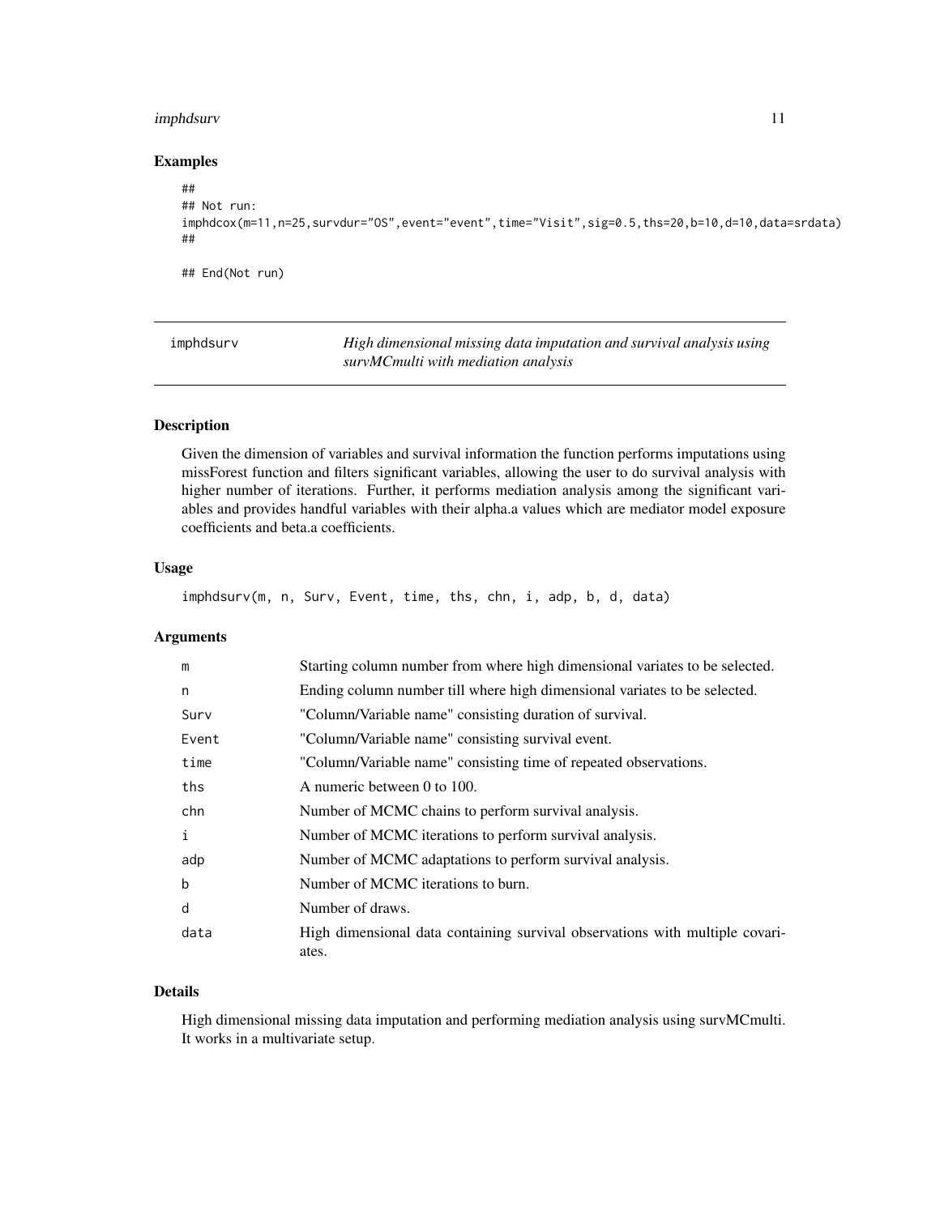## Examples

```
##
## Not run:
imphdcox(m=11,n=25,survdur="OS",event="event",time="Visit",sig=0.5,ths=20,b=10,d=10,data=srdata)
##

## End(Not run)
```

---

# imphdsurv — *High dimensional missing data imputation and survival analysis using survMCmulti with mediation analysis*

---

### Description

Given the dimension of variables and survival information the function performs imputations using missForest function and filters significant variables, allowing the user to do survival analysis with higher number of iterations. Further, it performs mediation analysis among the significant variables and provides handful variables with their alpha.a values which are mediator model exposure coefficients and beta.a coefficients.

### Usage

```
imphdsurv(m, n, Surv, Event, time, ths, chn, i, adp, b, d, data)
```

### Arguments

| | |
|---|---|
| m | Starting column number from where high dimensional variates to be selected. |
| n | Ending column number till where high dimensional variates to be selected. |
| Surv | "Column/Variable name" consisting duration of survival. |
| Event | "Column/Variable name" consisting survival event. |
| time | "Column/Variable name" consisting time of repeated observations. |
| ths | A numeric between 0 to 100. |
| chn | Number of MCMC chains to perform survival analysis. |
| i | Number of MCMC iterations to perform survival analysis. |
| adp | Number of MCMC adaptations to perform survival analysis. |
| b | Number of MCMC iterations to burn. |
| d | Number of draws. |
| data | High dimensional data containing survival observations with multiple covariates. |

### Details

High dimensional missing data imputation and performing mediation analysis using survMCmulti. It works in a multivariate setup.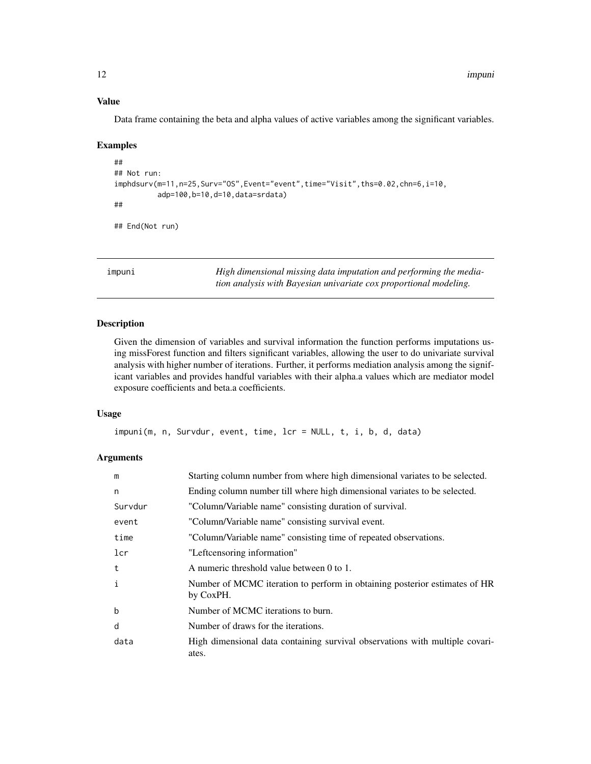### Value

Data frame containing the beta and alpha values of active variables among the significant variables.

### Examples

```
##
## Not run:
imphdsurv(m=11,n=25,Surv="OS",Event="event",time="Visit",ths=0.02,chn=6,i=10,
          adp=100,b=10,d=10,data=srdata)
##

## End(Not run)
```

---

## impuni

*High dimensional missing data imputation and performing the mediation analysis with Bayesian univariate cox proportional modeling.*

---

### Description

Given the dimension of variables and survival information the function performs imputations using missForest function and filters significant variables, allowing the user to do univariate survival analysis with higher number of iterations. Further, it performs mediation analysis among the significant variables and provides handful variables with their alpha.a values which are mediator model exposure coefficients and beta.a coefficients.

### Usage

```
impuni(m, n, Survdur, event, time, lcr = NULL, t, i, b, d, data)
```

### Arguments

| | |
|---|---|
| `m` | Starting column number from where high dimensional variates to be selected. |
| `n` | Ending column number till where high dimensional variates to be selected. |
| `Survdur` | "Column/Variable name" consisting duration of survival. |
| `event` | "Column/Variable name" consisting survival event. |
| `time` | "Column/Variable name" consisting time of repeated observations. |
| `lcr` | "Leftcensoring information" |
| `t` | A numeric threshold value between 0 to 1. |
| `i` | Number of MCMC iteration to perform in obtaining posterior estimates of HR by CoxPH. |
| `b` | Number of MCMC iterations to burn. |
| `d` | Number of draws for the iterations. |
| `data` | High dimensional data containing survival observations with multiple covariates. |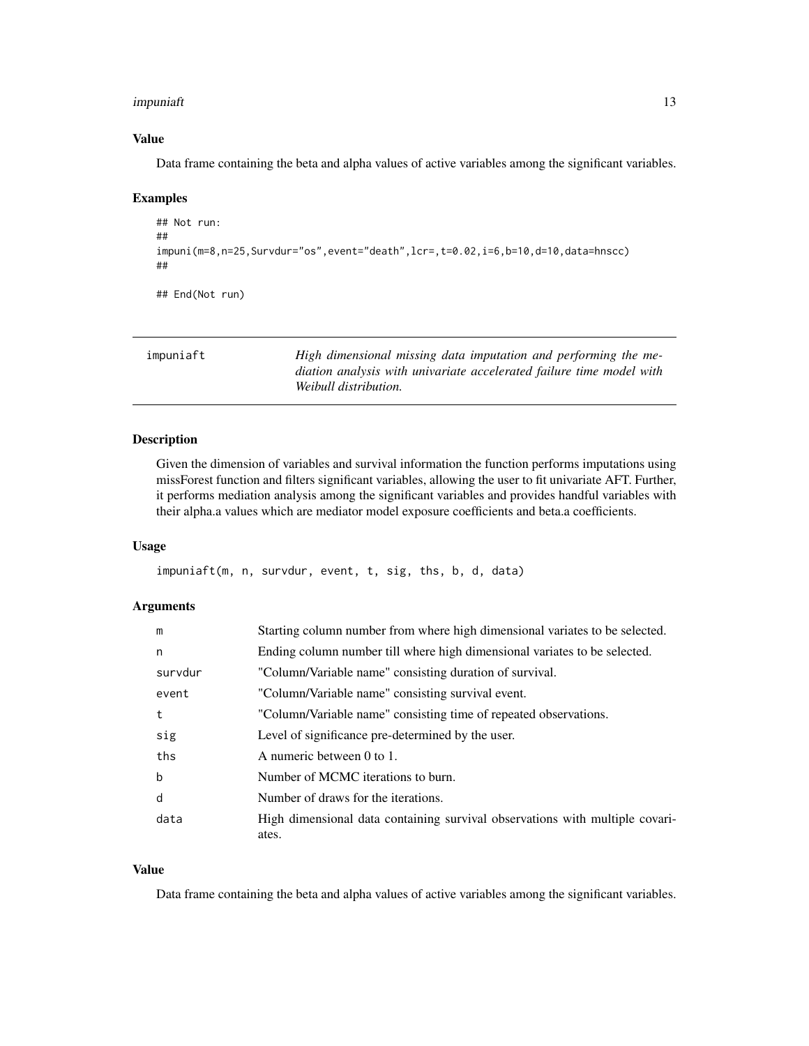### Value

Data frame containing the beta and alpha values of active variables among the significant variables.

### Examples

```
## Not run:
##
impuni(m=8,n=25,Survdur="os",event="death",lcr=,t=0.02,i=6,b=10,d=10,data=hnscc)
##

## End(Not run)
```

---

## impuniaft

*High dimensional missing data imputation and performing the mediation analysis with univariate accelerated failure time model with Weibull distribution.*

---

### Description

Given the dimension of variables and survival information the function performs imputations using missForest function and filters significant variables, allowing the user to fit univariate AFT. Further, it performs mediation analysis among the significant variables and provides handful variables with their alpha.a values which are mediator model exposure coefficients and beta.a coefficients.

### Usage

```
impuniaft(m, n, survdur, event, t, sig, ths, b, d, data)
```

### Arguments

| | |
|---|---|
| m | Starting column number from where high dimensional variates to be selected. |
| n | Ending column number till where high dimensional variates to be selected. |
| survdur | "Column/Variable name" consisting duration of survival. |
| event | "Column/Variable name" consisting survival event. |
| t | "Column/Variable name" consisting time of repeated observations. |
| sig | Level of significance pre-determined by the user. |
| ths | A numeric between 0 to 1. |
| b | Number of MCMC iterations to burn. |
| d | Number of draws for the iterations. |
| data | High dimensional data containing survival observations with multiple covariates. |

### Value

Data frame containing the beta and alpha values of active variables among the significant variables.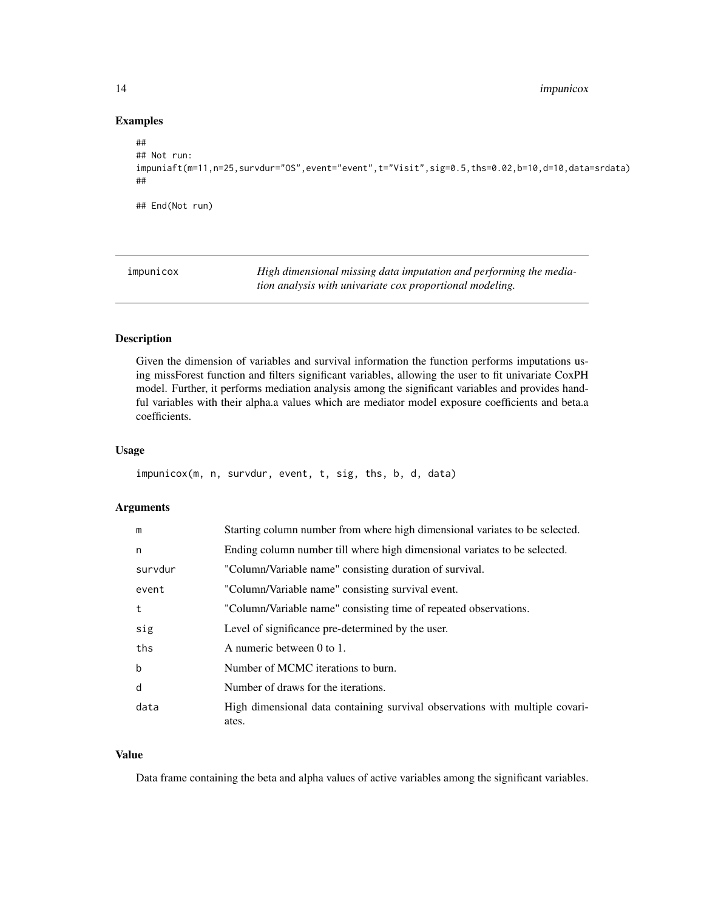### Examples

```
##
## Not run:
impuniaft(m=11,n=25,survdur="OS",event="event",t="Visit",sig=0.5,ths=0.02,b=10,d=10,data=srdata)
##

## End(Not run)
```

---

## impunicox — *High dimensional missing data imputation and performing the mediation analysis with univariate cox proportional modeling.*

---

### Description

Given the dimension of variables and survival information the function performs imputations using missForest function and filters significant variables, allowing the user to fit univariate CoxPH model. Further, it performs mediation analysis among the significant variables and provides handful variables with their alpha.a values which are mediator model exposure coefficients and beta.a coefficients.

### Usage

```
impunicox(m, n, survdur, event, t, sig, ths, b, d, data)
```

### Arguments

| | |
|---|---|
| m | Starting column number from where high dimensional variates to be selected. |
| n | Ending column number till where high dimensional variates to be selected. |
| survdur | "Column/Variable name" consisting duration of survival. |
| event | "Column/Variable name" consisting survival event. |
| t | "Column/Variable name" consisting time of repeated observations. |
| sig | Level of significance pre-determined by the user. |
| ths | A numeric between 0 to 1. |
| b | Number of MCMC iterations to burn. |
| d | Number of draws for the iterations. |
| data | High dimensional data containing survival observations with multiple covariates. |

### Value

Data frame containing the beta and alpha values of active variables among the significant variables.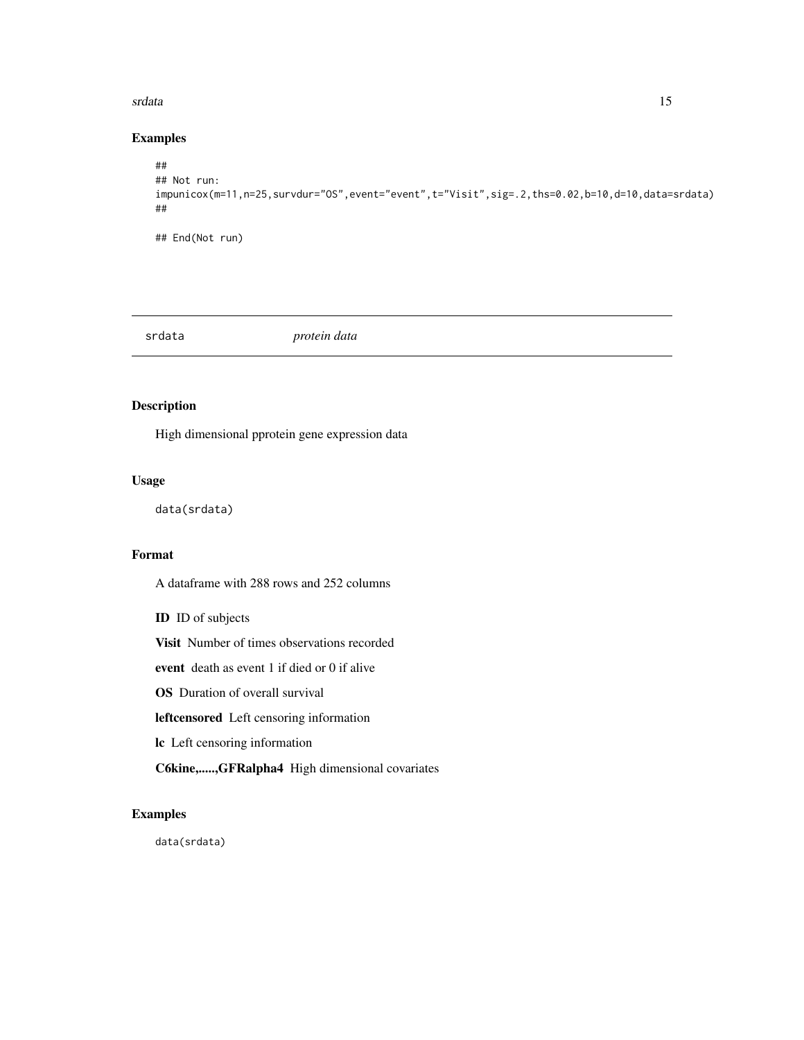## Examples

```
##
## Not run:
impunicox(m=11,n=25,survdur="OS",event="event",t="Visit",sig=.2,ths=0.02,b=10,d=10,data=srdata)
##

## End(Not run)
```

---

# srdata *protein data*

---

## Description

High dimensional pprotein gene expression data

## Usage

```
data(srdata)
```

## Format

A dataframe with 288 rows and 252 columns

**ID** ID of subjects

**Visit** Number of times observations recorded

**event** death as event 1 if died or 0 if alive

**OS** Duration of overall survival

**leftcensored** Left censoring information

**lc** Left censoring information

**C6kine,.....,GFRalpha4** High dimensional covariates

## Examples

```
data(srdata)
```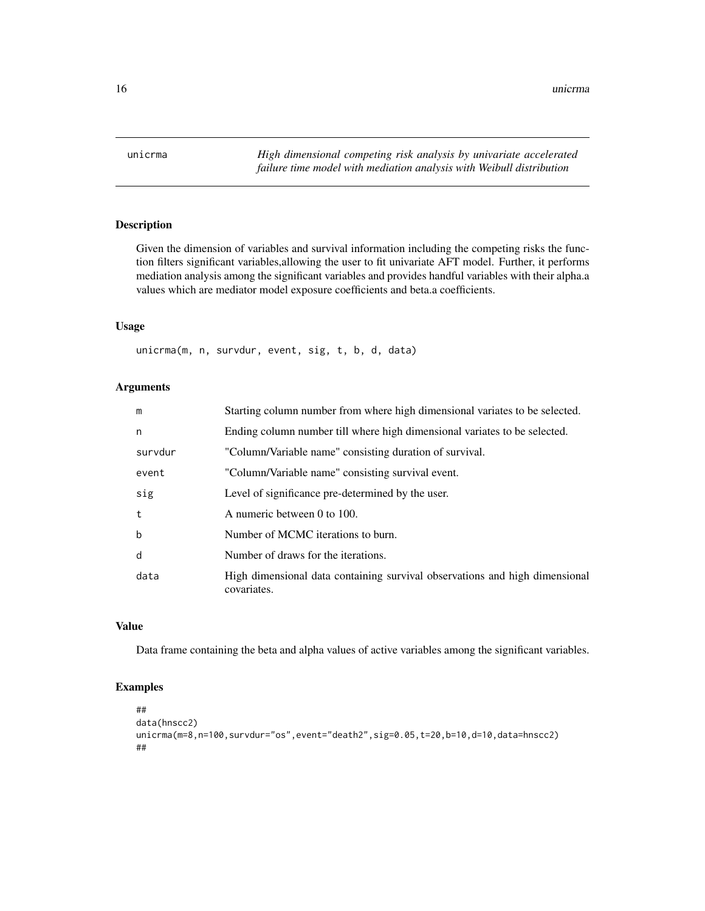# unicrma

*High dimensional competing risk analysis by univariate accelerated failure time model with mediation analysis with Weibull distribution*

## Description

Given the dimension of variables and survival information including the competing risks the function filters significant variables,allowing the user to fit univariate AFT model. Further, it performs mediation analysis among the significant variables and provides handful variables with their alpha.a values which are mediator model exposure coefficients and beta.a coefficients.

## Usage

```
unicrma(m, n, survdur, event, sig, t, b, d, data)
```

## Arguments

| | |
|---|---|
| m | Starting column number from where high dimensional variates to be selected. |
| n | Ending column number till where high dimensional variates to be selected. |
| survdur | "Column/Variable name" consisting duration of survival. |
| event | "Column/Variable name" consisting survival event. |
| sig | Level of significance pre-determined by the user. |
| t | A numeric between 0 to 100. |
| b | Number of MCMC iterations to burn. |
| d | Number of draws for the iterations. |
| data | High dimensional data containing survival observations and high dimensional covariates. |

## Value

Data frame containing the beta and alpha values of active variables among the significant variables.

## Examples

```
##
data(hnscc2)
unicrma(m=8,n=100,survdur="os",event="death2",sig=0.05,t=20,b=10,d=10,data=hnscc2)
##
```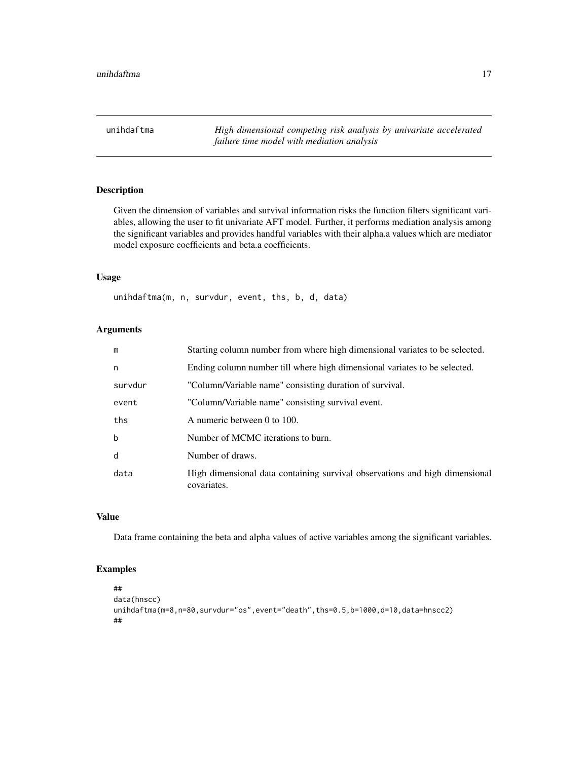unihdaftma    *High dimensional competing risk analysis by univariate accelerated failure time model with mediation analysis*

## Description

Given the dimension of variables and survival information risks the function filters significant variables, allowing the user to fit univariate AFT model. Further, it performs mediation analysis among the significant variables and provides handful variables with their alpha.a values which are mediator model exposure coefficients and beta.a coefficients.

## Usage

```
unihdaftma(m, n, survdur, event, ths, b, d, data)
```

## Arguments

| | |
|---|---|
| m | Starting column number from where high dimensional variates to be selected. |
| n | Ending column number till where high dimensional variates to be selected. |
| survdur | "Column/Variable name" consisting duration of survival. |
| event | "Column/Variable name" consisting survival event. |
| ths | A numeric between 0 to 100. |
| b | Number of MCMC iterations to burn. |
| d | Number of draws. |
| data | High dimensional data containing survival observations and high dimensional covariates. |

## Value

Data frame containing the beta and alpha values of active variables among the significant variables.

## Examples

```
##
data(hnscc)
unihdaftma(m=8,n=80,survdur="os",event="death",ths=0.5,b=1000,d=10,data=hnscc2)
##
```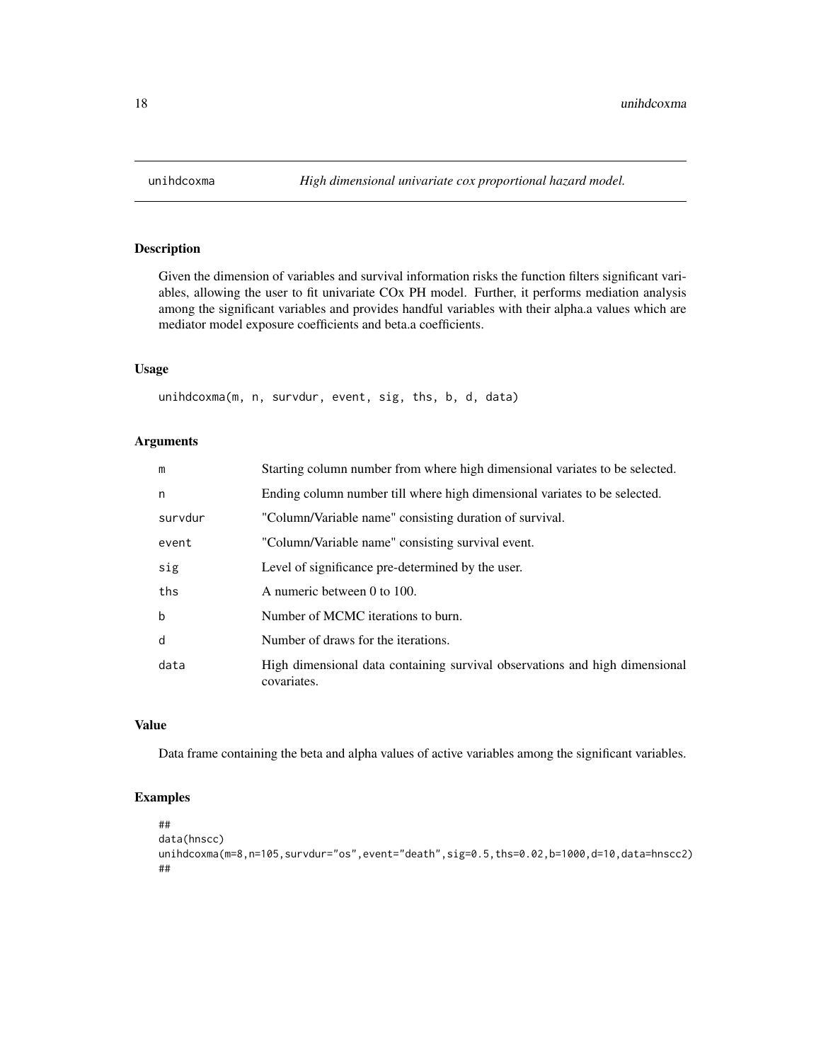## unihdcoxma — *High dimensional univariate cox proportional hazard model.*

### Description

Given the dimension of variables and survival information risks the function filters significant variables, allowing the user to fit univariate COx PH model. Further, it performs mediation analysis among the significant variables and provides handful variables with their alpha.a values which are mediator model exposure coefficients and beta.a coefficients.

### Usage

```
unihdcoxma(m, n, survdur, event, sig, ths, b, d, data)
```

### Arguments

| | |
|---|---|
| m | Starting column number from where high dimensional variates to be selected. |
| n | Ending column number till where high dimensional variates to be selected. |
| survdur | "Column/Variable name" consisting duration of survival. |
| event | "Column/Variable name" consisting survival event. |
| sig | Level of significance pre-determined by the user. |
| ths | A numeric between 0 to 100. |
| b | Number of MCMC iterations to burn. |
| d | Number of draws for the iterations. |
| data | High dimensional data containing survival observations and high dimensional covariates. |

### Value

Data frame containing the beta and alpha values of active variables among the significant variables.

### Examples

```
##
data(hnscc)
unihdcoxma(m=8,n=105,survdur="os",event="death",sig=0.5,ths=0.02,b=1000,d=10,data=hnscc2)
##
```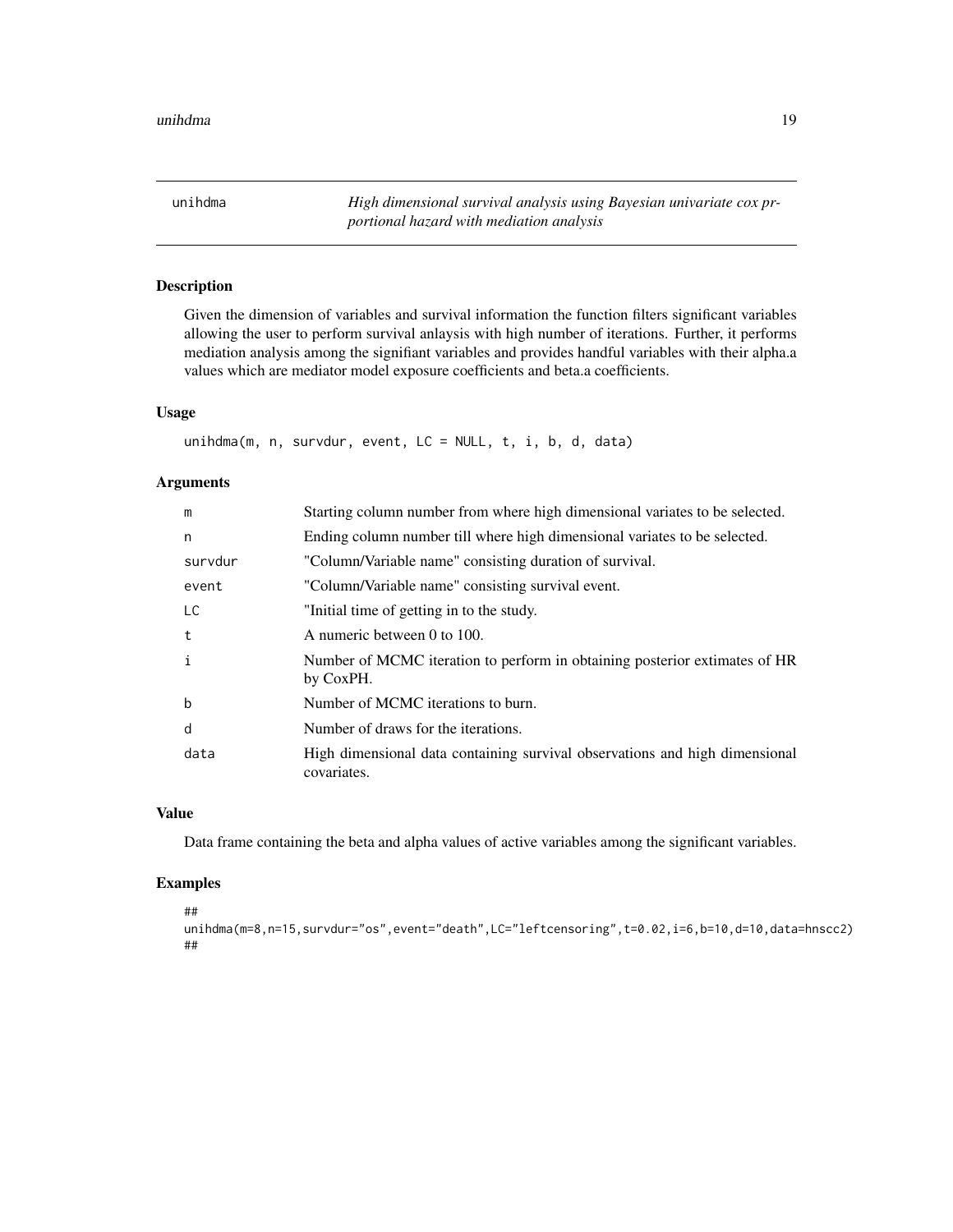unihdma — *High dimensional survival analysis using Bayesian univariate cox prportional hazard with mediation analysis*

## Description

Given the dimension of variables and survival information the function filters significant variables allowing the user to perform survival anlaysis with high number of iterations. Further, it performs mediation analysis among the signifiant variables and provides handful variables with their alpha.a values which are mediator model exposure coefficients and beta.a coefficients.

## Usage

```
unihdma(m, n, survdur, event, LC = NULL, t, i, b, d, data)
```

## Arguments

| | |
|---|---|
| m | Starting column number from where high dimensional variates to be selected. |
| n | Ending column number till where high dimensional variates to be selected. |
| survdur | "Column/Variable name" consisting duration of survival. |
| event | "Column/Variable name" consisting survival event. |
| LC | "Initial time of getting in to the study. |
| t | A numeric between 0 to 100. |
| i | Number of MCMC iteration to perform in obtaining posterior extimates of HR by CoxPH. |
| b | Number of MCMC iterations to burn. |
| d | Number of draws for the iterations. |
| data | High dimensional data containing survival observations and high dimensional covariates. |

## Value

Data frame containing the beta and alpha values of active variables among the significant variables.

## Examples

```
##
unihdma(m=8,n=15,survdur="os",event="death",LC="leftcensoring",t=0.02,i=6,b=10,d=10,data=hnscc2)
##
```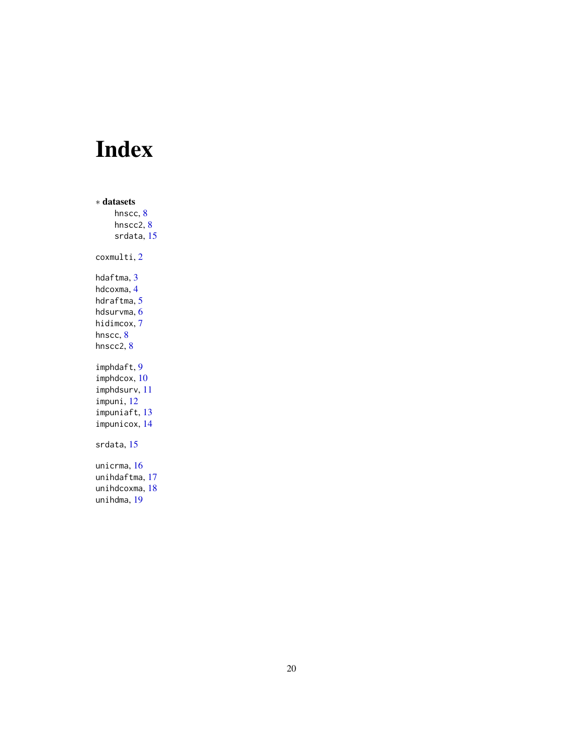# Index

∗ **datasets**
  hnscc, 8
  hnscc2, 8
  srdata, 15

coxmulti, 2

hdaftma, 3
hdcoxma, 4
hdraftma, 5
hdsurvma, 6
hidimcox, 7
hnscc, 8
hnscc2, 8

imphdaft, 9
imphdcox, 10
imphdsurv, 11
impuni, 12
impuniaft, 13
impunicox, 14

srdata, 15

unicrma, 16
unihdaftma, 17
unihdcoxma, 18
unihdma, 19